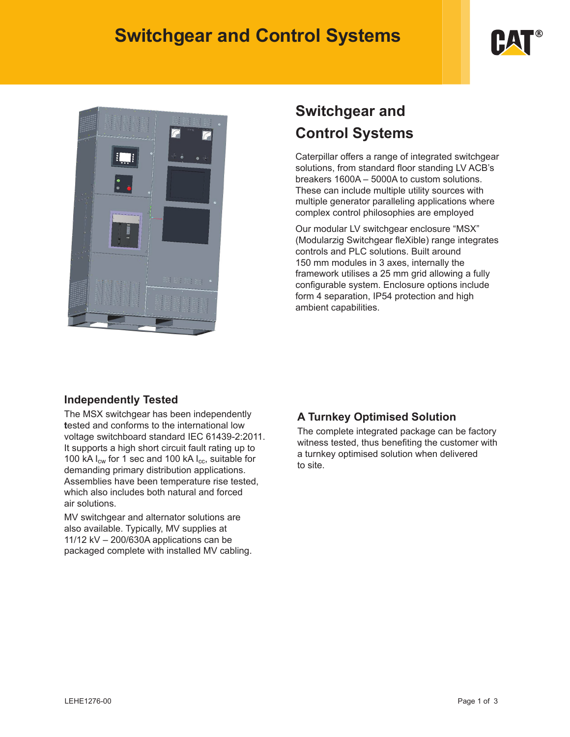# Switchgear and Control Systems

## Switchgear and Control Systems

Caterpillar offers a range of integrated switchgear solutions, from standard floor standing LV ACB's breakers 1600A – 5000A to custom solutions. These can include multiple utility sources with multiple generator paralleling applications where complex control philosophies are employed

Our modular LV switchgear enclosure "MSX" (Modularzig Switchgear fleXible) range integrates controls and PLC solutions. Built around 150 mm modules in 3 axes, internally the framework utilises a 25 mm grid allowing a fully configurable system. Enclosure options include form 4 separation, IP54 protection and high ambient capabilities.

### Independently Tested

The MSX switchgear has been independently tested and conforms to the international low voltage switchboard standard IEC 61439-2:2011. It supports a high short circuit fault rating up to 100 kA $I_{cw}$ for 1 sec and 100 kA $I_{cc}$, suitable for demanding primary distribution applications. Assemblies have been temperature rise tested, which also includes both natural and forced air solutions.

MV switchgear and alternator solutions are also available. Typically, MV supplies at 11/12 kV – 200/630A applications can be packaged complete with installed MV cabling.

### A Turnkey Optimised Solution

The complete integrated package can be factory witness tested, thus benefiting the customer with a turnkey optimised solution when delivered to site.

LEHE1276-00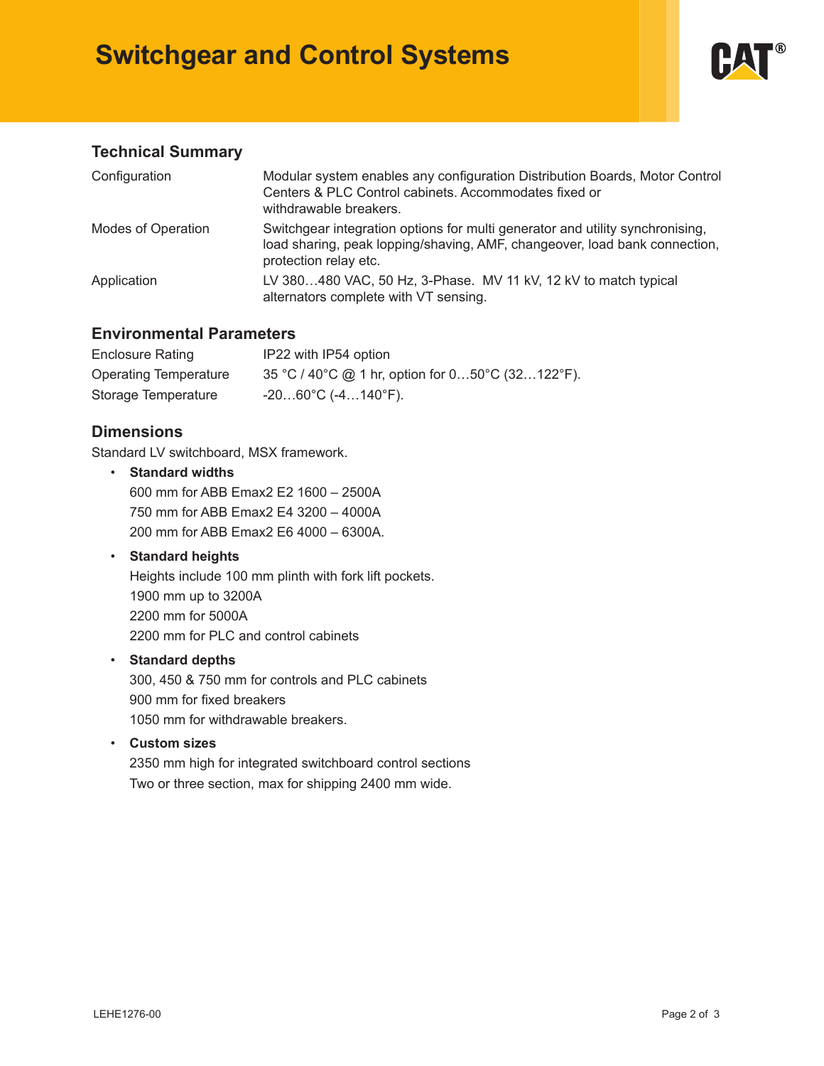# Switchgear and Control Systems

## Technical Summary

| | |
|---|---|
| Configuration | Modular system enables any configuration Distribution Boards, Motor Control Centers & PLC Control cabinets. Accommodates fixed or withdrawable breakers. |
| Modes of Operation | Switchgear integration options for multi generator and utility synchronising, load sharing, peak lopping/shaving, AMF, changeover, load bank connection, protection relay etc. |
| Application | LV 380…480 VAC, 50 Hz, 3-Phase. MV 11 kV, 12 kV to match typical alternators complete with VT sensing. |

## Environmental Parameters

| | |
|---|---|
| Enclosure Rating | IP22 with IP54 option |
| Operating Temperature | 35 °C / 40°C @ 1 hr, option for 0…50°C (32…122°F). |
| Storage Temperature | -20…60°C (-4…140°F). |

## Dimensions

Standard LV switchboard, MSX framework.

- **Standard widths**
  600 mm for ABB Emax2 E2 1600 – 2500A
  750 mm for ABB Emax2 E4 3200 – 4000A
  200 mm for ABB Emax2 E6 4000 – 6300A.
- **Standard heights**
  Heights include 100 mm plinth with fork lift pockets.
  1900 mm up to 3200A
  2200 mm for 5000A
  2200 mm for PLC and control cabinets
- **Standard depths**
  300, 450 & 750 mm for controls and PLC cabinets
  900 mm for fixed breakers
  1050 mm for withdrawable breakers.
- **Custom sizes**
  2350 mm high for integrated switchboard control sections
  Two or three section, max for shipping 2400 mm wide.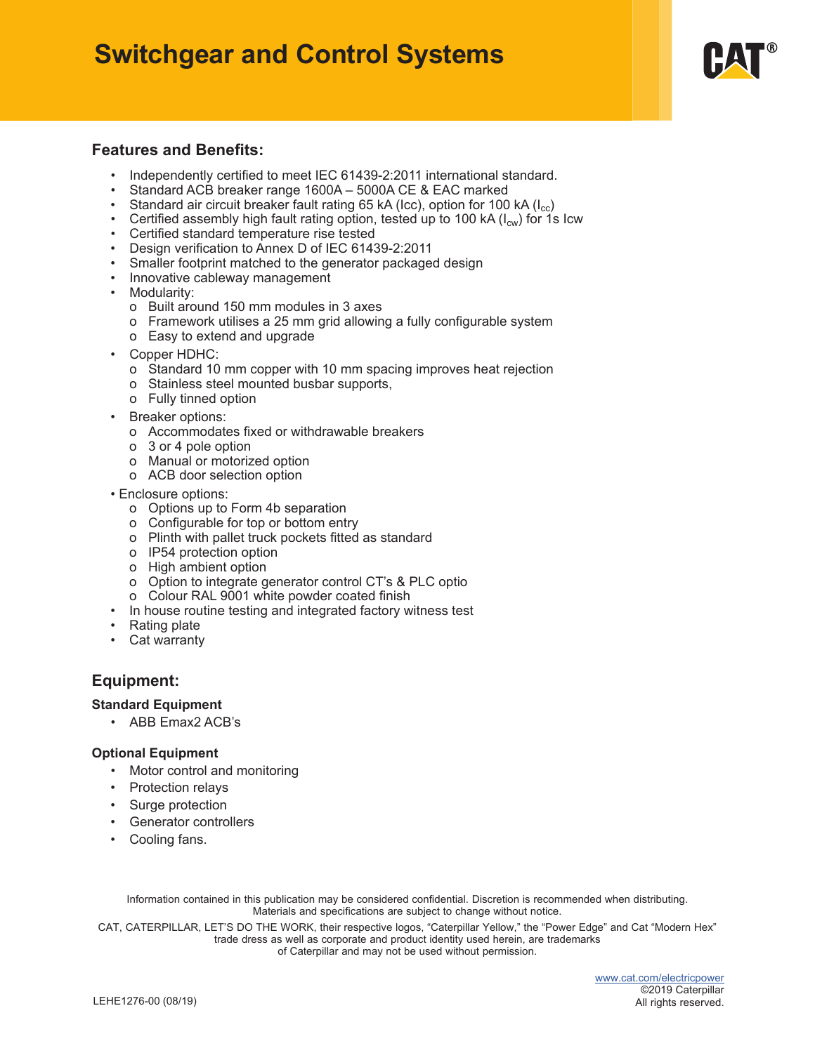# Switchgear and Control Systems

## Features and Benefits:

- Independently certified to meet IEC 61439-2:2011 international standard.
- Standard ACB breaker range 1600A – 5000A CE & EAC marked
- Standard air circuit breaker fault rating 65 kA (Icc), option for 100 kA ($I_{cc}$)
- Certified assembly high fault rating option, tested up to 100 kA ($I_{cw}$) for 1s Icw
- Certified standard temperature rise tested
- Design verification to Annex D of IEC 61439-2:2011
- Smaller footprint matched to the generator packaged design
- Innovative cableway management
- Modularity:
  - Built around 150 mm modules in 3 axes
  - Framework utilises a 25 mm grid allowing a fully configurable system
  - Easy to extend and upgrade
- Copper HDHC:
  - Standard 10 mm copper with 10 mm spacing improves heat rejection
  - Stainless steel mounted busbar supports,
  - Fully tinned option
- Breaker options:
  - Accommodates fixed or withdrawable breakers
  - 3 or 4 pole option
  - Manual or motorized option
  - ACB door selection option
- Enclosure options:
  - Options up to Form 4b separation
  - Configurable for top or bottom entry
  - Plinth with pallet truck pockets fitted as standard
  - IP54 protection option
  - High ambient option
  - Option to integrate generator control CT's & PLC optio
  - Colour RAL 9001 white powder coated finish
- In house routine testing and integrated factory witness test
- Rating plate
- Cat warranty

## Equipment:

**Standard Equipment**

- ABB Emax2 ACB's

**Optional Equipment**

- Motor control and monitoring
- Protection relays
- Surge protection
- Generator controllers
- Cooling fans.

Information contained in this publication may be considered confidential. Discretion is recommended when distributing. Materials and specifications are subject to change without notice.

CAT, CATERPILLAR, LET'S DO THE WORK, their respective logos, "Caterpillar Yellow," the "Power Edge" and Cat "Modern Hex" trade dress as well as corporate and product identity used herein, are trademarks of Caterpillar and may not be used without permission.

LEHE1276-00 (08/19)

www.cat.com/electricpower
©2019 Caterpillar
All rights reserved.